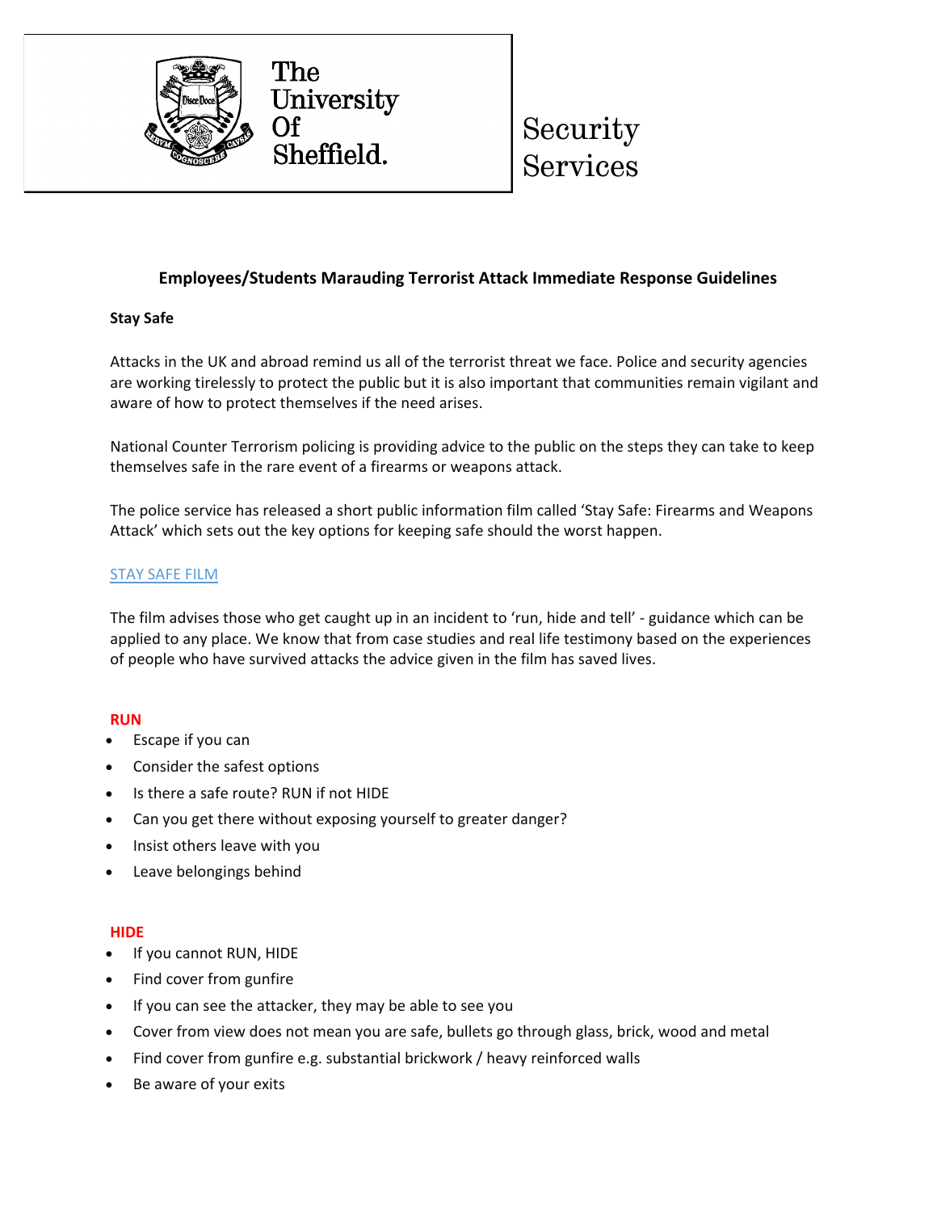The University Of Sheffield.

Security Services

# Employees/Students Marauding Terrorist Attack Immediate Response Guidelines

**Stay Safe**

Attacks in the UK and abroad remind us all of the terrorist threat we face. Police and security agencies are working tirelessly to protect the public but it is also important that communities remain vigilant and aware of how to protect themselves if the need arises.

National Counter Terrorism policing is providing advice to the public on the steps they can take to keep themselves safe in the rare event of a firearms or weapons attack.

The police service has released a short public information film called 'Stay Safe: Firearms and Weapons Attack' which sets out the key options for keeping safe should the worst happen.

STAY SAFE FILM

The film advises those who get caught up in an incident to 'run, hide and tell' - guidance which can be applied to any place. We know that from case studies and real life testimony based on the experiences of people who have survived attacks the advice given in the film has saved lives.

**RUN**

- Escape if you can
- Consider the safest options
- Is there a safe route? RUN if not HIDE
- Can you get there without exposing yourself to greater danger?
- Insist others leave with you
- Leave belongings behind

**HIDE**

- If you cannot RUN, HIDE
- Find cover from gunfire
- If you can see the attacker, they may be able to see you
- Cover from view does not mean you are safe, bullets go through glass, brick, wood and metal
- Find cover from gunfire e.g. substantial brickwork / heavy reinforced walls
- Be aware of your exits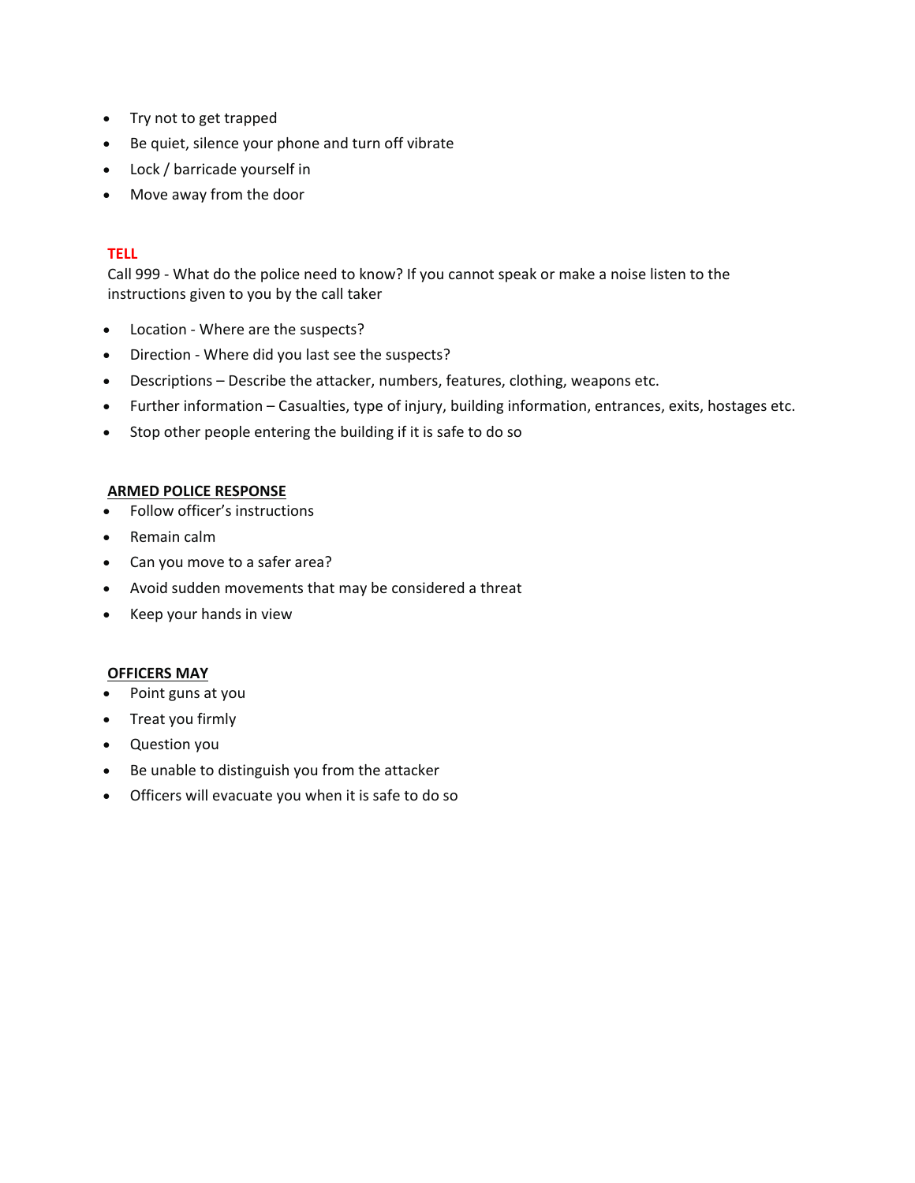- Try not to get trapped
- Be quiet, silence your phone and turn off vibrate
- Lock / barricade yourself in
- Move away from the door

**TELL**

Call 999 - What do the police need to know? If you cannot speak or make a noise listen to the instructions given to you by the call taker

- Location - Where are the suspects?
- Direction - Where did you last see the suspects?
- Descriptions – Describe the attacker, numbers, features, clothing, weapons etc.
- Further information – Casualties, type of injury, building information, entrances, exits, hostages etc.
- Stop other people entering the building if it is safe to do so

**ARMED POLICE RESPONSE**

- Follow officer's instructions
- Remain calm
- Can you move to a safer area?
- Avoid sudden movements that may be considered a threat
- Keep your hands in view

**OFFICERS MAY**

- Point guns at you
- Treat you firmly
- Question you
- Be unable to distinguish you from the attacker
- Officers will evacuate you when it is safe to do so